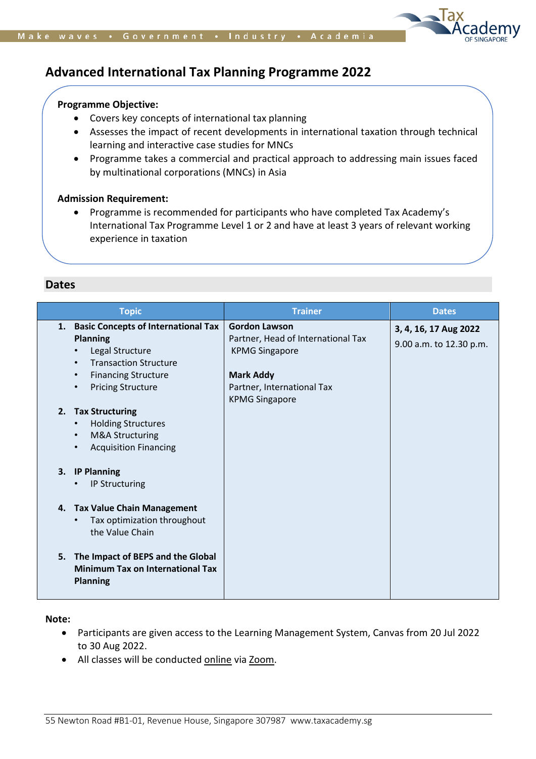# Advanced International Tax Planning Programme 2022

**Programme Objective:**

- Covers key concepts of international tax planning
- Assesses the impact of recent developments in international taxation through technical learning and interactive case studies for MNCs
- Programme takes a commercial and practical approach to addressing main issues faced by multinational corporations (MNCs) in Asia

**Admission Requirement:**

- Programme is recommended for participants who have completed Tax Academy's International Tax Programme Level 1 or 2 and have at least 3 years of relevant working experience in taxation

## Dates

| Topic | Trainer | Dates |
|---|---|---|
| 1. **Basic Concepts of International Tax Planning**<br>• Legal Structure<br>• Transaction Structure<br>• Financing Structure<br>• Pricing Structure<br><br>2. **Tax Structuring**<br>• Holding Structures<br>• M&A Structuring<br>• Acquisition Financing<br><br>3. **IP Planning**<br>• IP Structuring<br><br>4. **Tax Value Chain Management**<br>• Tax optimization throughout the Value Chain<br><br>5. **The Impact of BEPS and the Global Minimum Tax on International Tax Planning** | **Gordon Lawson**<br>Partner, Head of International Tax<br>KPMG Singapore<br><br>**Mark Addy**<br>Partner, International Tax<br>KPMG Singapore | **3, 4, 16, 17 Aug 2022**<br>9.00 a.m. to 12.30 p.m. |

**Note:**

- Participants are given access to the Learning Management System, Canvas from 20 Jul 2022 to 30 Aug 2022.
- All classes will be conducted online via Zoom.

55 Newton Road #B1-01, Revenue House, Singapore 307987 www.taxacademy.sg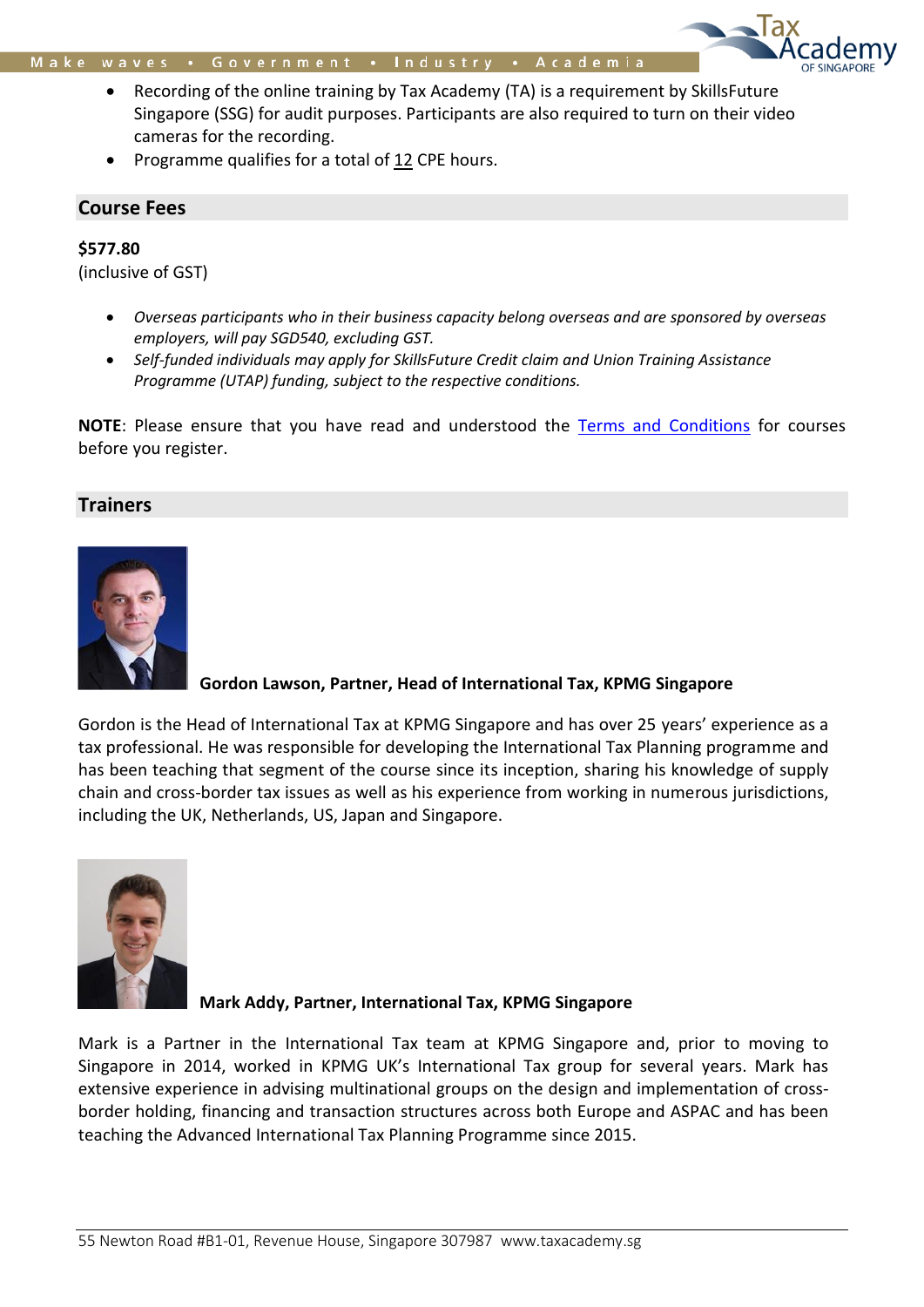- Recording of the online training by Tax Academy (TA) is a requirement by SkillsFuture Singapore (SSG) for audit purposes. Participants are also required to turn on their video cameras for the recording.
- Programme qualifies for a total of 12 CPE hours.

## Course Fees

**$577.80**
(inclusive of GST)

- *Overseas participants who in their business capacity belong overseas and are sponsored by overseas employers, will pay SGD540, excluding GST.*
- *Self-funded individuals may apply for SkillsFuture Credit claim and Union Training Assistance Programme (UTAP) funding, subject to the respective conditions.*

**NOTE**: Please ensure that you have read and understood the Terms and Conditions for courses before you register.

## Trainers

**Gordon Lawson, Partner, Head of International Tax, KPMG Singapore**

Gordon is the Head of International Tax at KPMG Singapore and has over 25 years' experience as a tax professional. He was responsible for developing the International Tax Planning programme and has been teaching that segment of the course since its inception, sharing his knowledge of supply chain and cross-border tax issues as well as his experience from working in numerous jurisdictions, including the UK, Netherlands, US, Japan and Singapore.

**Mark Addy, Partner, International Tax, KPMG Singapore**

Mark is a Partner in the International Tax team at KPMG Singapore and, prior to moving to Singapore in 2014, worked in KPMG UK's International Tax group for several years. Mark has extensive experience in advising multinational groups on the design and implementation of cross-border holding, financing and transaction structures across both Europe and ASPAC and has been teaching the Advanced International Tax Planning Programme since 2015.